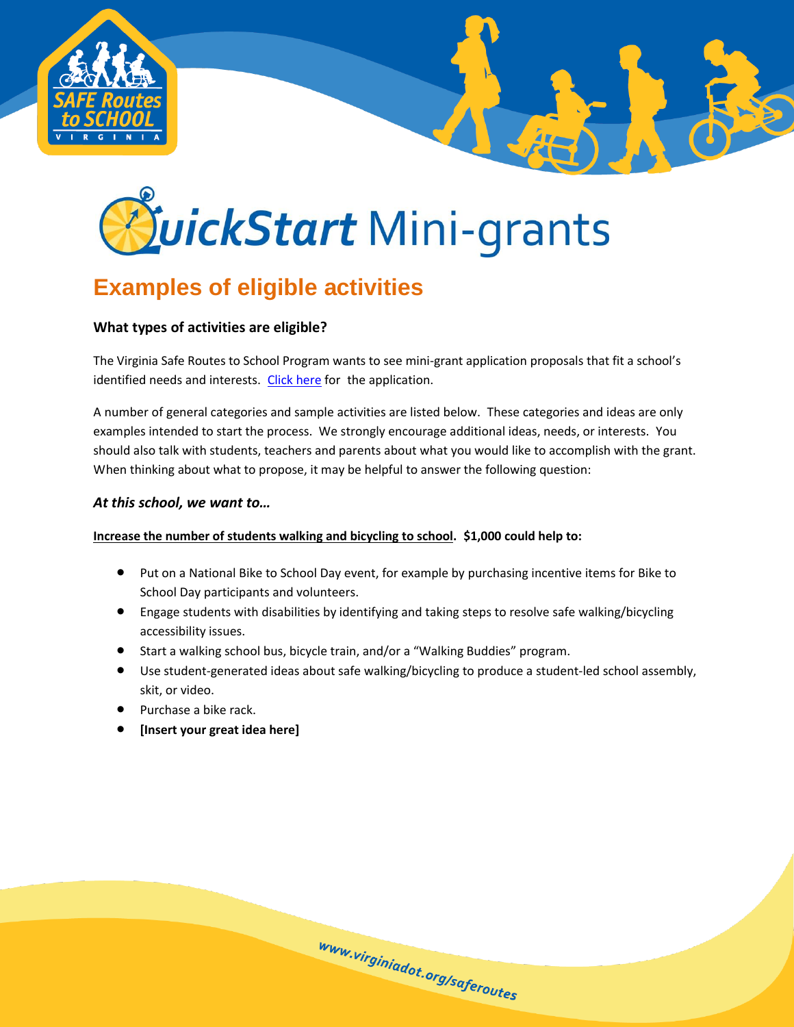# QuickStart Mini-grants

## Examples of eligible activities

### What types of activities are eligible?

The Virginia Safe Routes to School Program wants to see mini-grant application proposals that fit a school's identified needs and interests. Click here for the application.

A number of general categories and sample activities are listed below. These categories and ideas are only examples intended to start the process. We strongly encourage additional ideas, needs, or interests. You should also talk with students, teachers and parents about what you would like to accomplish with the grant. When thinking about what to propose, it may be helpful to answer the following question:

***At this school, we want to…***

**Increase the number of students walking and bicycling to school. $1,000 could help to:**

- Put on a National Bike to School Day event, for example by purchasing incentive items for Bike to School Day participants and volunteers.
- Engage students with disabilities by identifying and taking steps to resolve safe walking/bicycling accessibility issues.
- Start a walking school bus, bicycle train, and/or a "Walking Buddies" program.
- Use student-generated ideas about safe walking/bicycling to produce a student-led school assembly, skit, or video.
- Purchase a bike rack.
- **[Insert your great idea here]**

www.virginiadot.org/saferoutes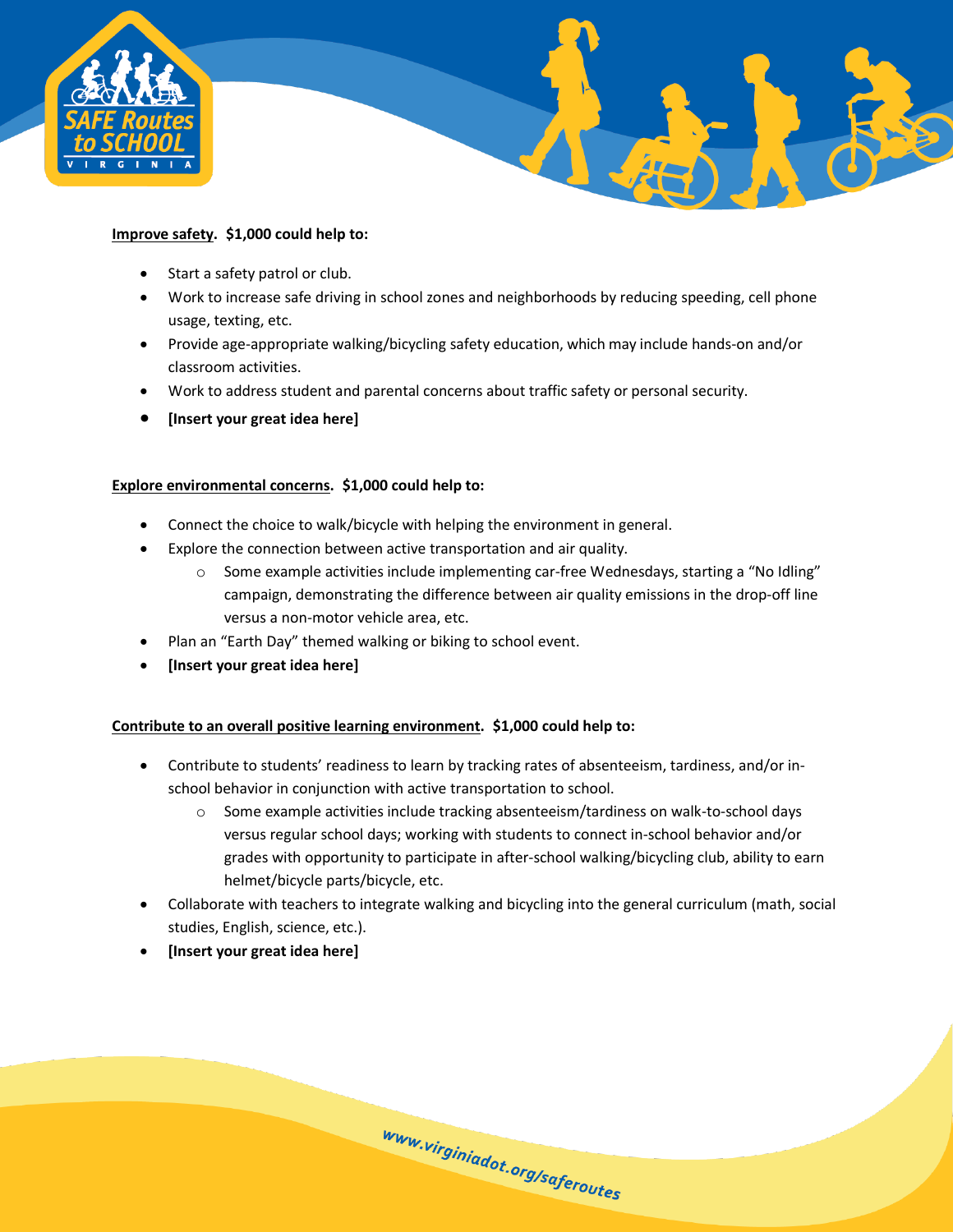**Improve safety. $1,000 could help to:**

- Start a safety patrol or club.
- Work to increase safe driving in school zones and neighborhoods by reducing speeding, cell phone usage, texting, etc.
- Provide age-appropriate walking/bicycling safety education, which may include hands-on and/or classroom activities.
- Work to address student and parental concerns about traffic safety or personal security.
- **[Insert your great idea here]**

**Explore environmental concerns. $1,000 could help to:**

- Connect the choice to walk/bicycle with helping the environment in general.
- Explore the connection between active transportation and air quality.
  - Some example activities include implementing car-free Wednesdays, starting a "No Idling" campaign, demonstrating the difference between air quality emissions in the drop-off line versus a non-motor vehicle area, etc.
- Plan an "Earth Day" themed walking or biking to school event.
- **[Insert your great idea here]**

**Contribute to an overall positive learning environment. $1,000 could help to:**

- Contribute to students' readiness to learn by tracking rates of absenteeism, tardiness, and/or in-school behavior in conjunction with active transportation to school.
  - Some example activities include tracking absenteeism/tardiness on walk-to-school days versus regular school days; working with students to connect in-school behavior and/or grades with opportunity to participate in after-school walking/bicycling club, ability to earn helmet/bicycle parts/bicycle, etc.
- Collaborate with teachers to integrate walking and bicycling into the general curriculum (math, social studies, English, science, etc.).
- **[Insert your great idea here]**

www.virginiadot.org/saferoutes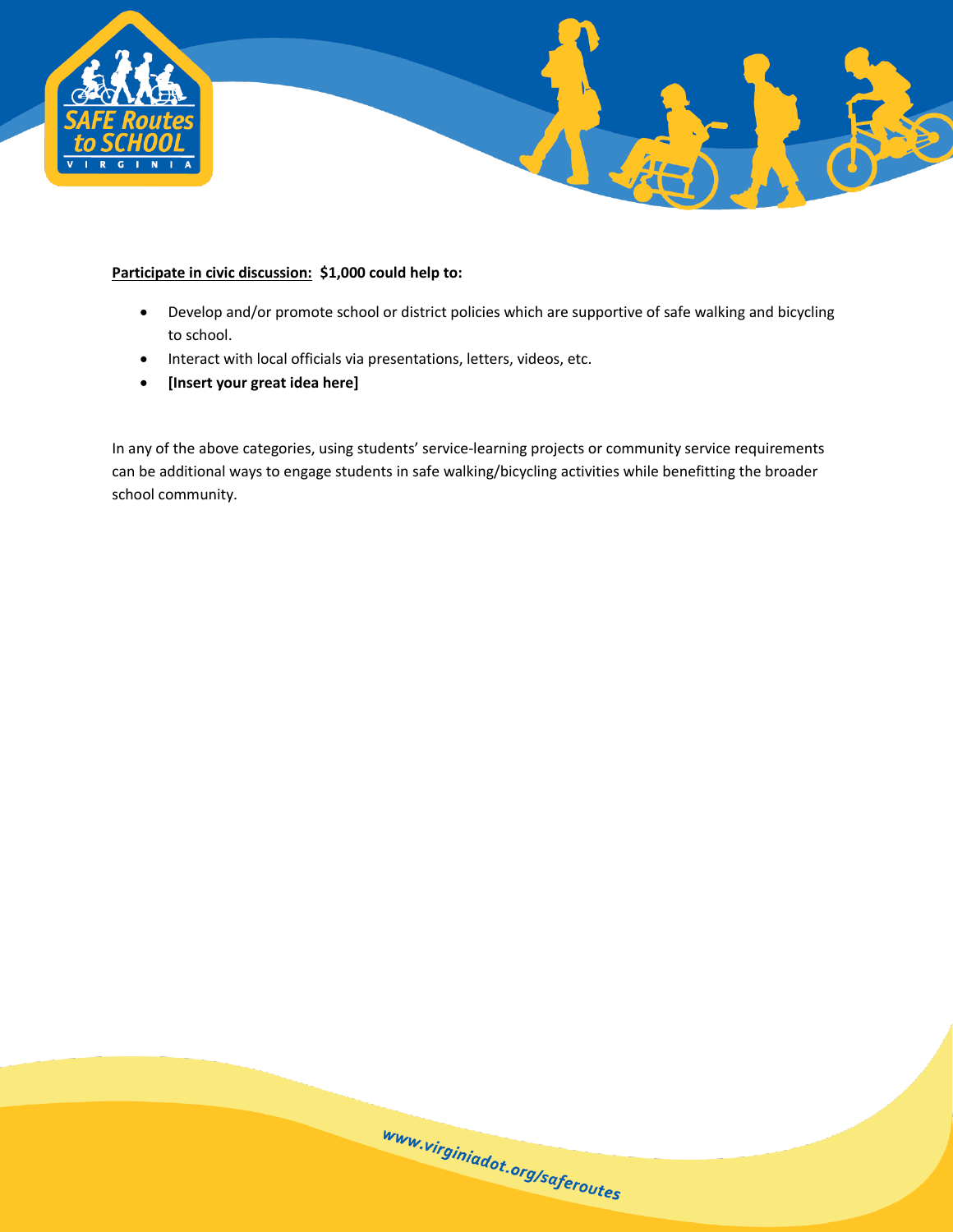**Participate in civic discussion: $1,000 could help to:**

- Develop and/or promote school or district policies which are supportive of safe walking and bicycling to school.
- Interact with local officials via presentations, letters, videos, etc.
- **[Insert your great idea here]**

In any of the above categories, using students' service-learning projects or community service requirements can be additional ways to engage students in safe walking/bicycling activities while benefitting the broader school community.